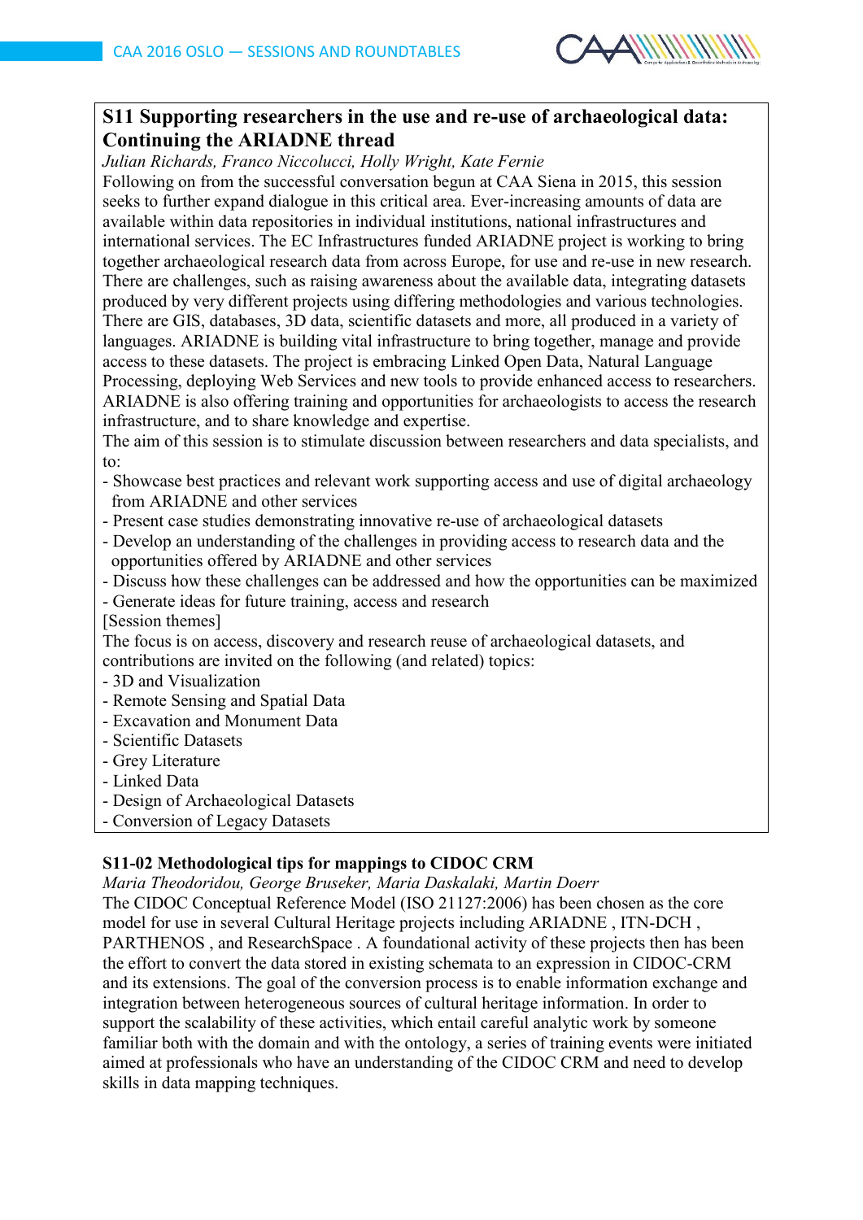## S11 Supporting researchers in the use and re-use of archaeological data: Continuing the ARIADNE thread

*Julian Richards, Franco Niccolucci, Holly Wright, Kate Fernie*

Following on from the successful conversation begun at CAA Siena in 2015, this session seeks to further expand dialogue in this critical area. Ever-increasing amounts of data are available within data repositories in individual institutions, national infrastructures and international services. The EC Infrastructures funded ARIADNE project is working to bring together archaeological research data from across Europe, for use and re-use in new research. There are challenges, such as raising awareness about the available data, integrating datasets produced by very different projects using differing methodologies and various technologies. There are GIS, databases, 3D data, scientific datasets and more, all produced in a variety of languages. ARIADNE is building vital infrastructure to bring together, manage and provide access to these datasets. The project is embracing Linked Open Data, Natural Language Processing, deploying Web Services and new tools to provide enhanced access to researchers. ARIADNE is also offering training and opportunities for archaeologists to access the research infrastructure, and to share knowledge and expertise.

The aim of this session is to stimulate discussion between researchers and data specialists, and to:

- Showcase best practices and relevant work supporting access and use of digital archaeology from ARIADNE and other services
- Present case studies demonstrating innovative re-use of archaeological datasets
- Develop an understanding of the challenges in providing access to research data and the opportunities offered by ARIADNE and other services
- Discuss how these challenges can be addressed and how the opportunities can be maximized
- Generate ideas for future training, access and research

[Session themes]

The focus is on access, discovery and research reuse of archaeological datasets, and contributions are invited on the following (and related) topics:

- 3D and Visualization
- Remote Sensing and Spatial Data
- Excavation and Monument Data
- Scientific Datasets
- Grey Literature
- Linked Data
- Design of Archaeological Datasets
- Conversion of Legacy Datasets

### S11-02 Methodological tips for mappings to CIDOC CRM

*Maria Theodoridou, George Bruseker, Maria Daskalaki, Martin Doerr*

The CIDOC Conceptual Reference Model (ISO 21127:2006) has been chosen as the core model for use in several Cultural Heritage projects including ARIADNE , ITN-DCH , PARTHENOS , and ResearchSpace . A foundational activity of these projects then has been the effort to convert the data stored in existing schemata to an expression in CIDOC-CRM and its extensions. The goal of the conversion process is to enable information exchange and integration between heterogeneous sources of cultural heritage information. In order to support the scalability of these activities, which entail careful analytic work by someone familiar both with the domain and with the ontology, a series of training events were initiated aimed at professionals who have an understanding of the CIDOC CRM and need to develop skills in data mapping techniques.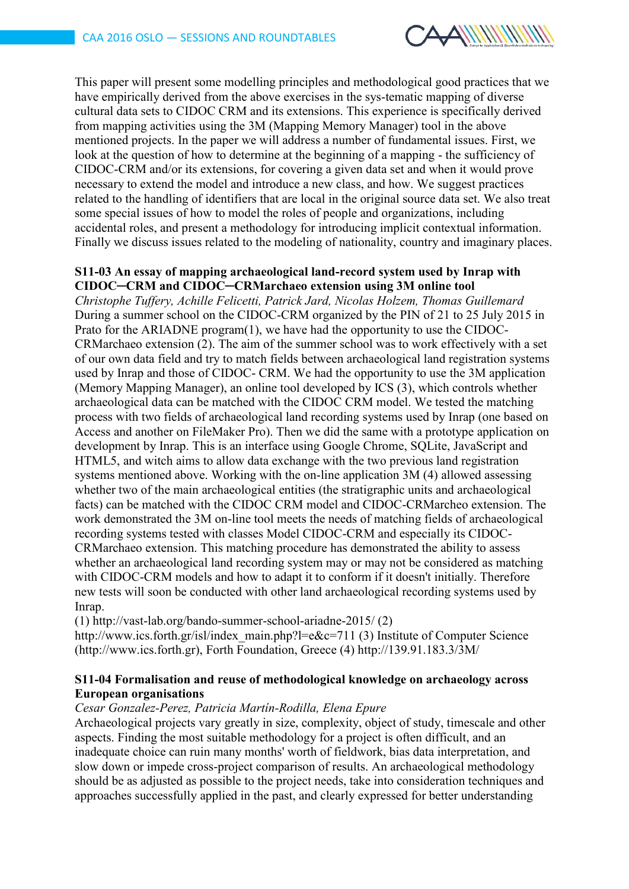This paper will present some modelling principles and methodological good practices that we have empirically derived from the above exercises in the sys-tematic mapping of diverse cultural data sets to CIDOC CRM and its extensions. This experience is specifically derived from mapping activities using the 3M (Mapping Memory Manager) tool in the above mentioned projects. In the paper we will address a number of fundamental issues. First, we look at the question of how to determine at the beginning of a mapping - the sufficiency of CIDOC-CRM and/or its extensions, for covering a given data set and when it would prove necessary to extend the model and introduce a new class, and how. We suggest practices related to the handling of identifiers that are local in the original source data set. We also treat some special issues of how to model the roles of people and organizations, including accidental roles, and present a methodology for introducing implicit contextual information. Finally we discuss issues related to the modeling of nationality, country and imaginary places.

### S11-03 An essay of mapping archaeological land-record system used by Inrap with CIDOC─CRM and CIDOC─CRMarchaeo extension using 3M online tool

*Christophe Tuffery, Achille Felicetti, Patrick Jard, Nicolas Holzem, Thomas Guillemard*

During a summer school on the CIDOC-CRM organized by the PIN of 21 to 25 July 2015 in Prato for the ARIADNE program(1), we have had the opportunity to use the CIDOC-CRMarchaeo extension (2). The aim of the summer school was to work effectively with a set of our own data field and try to match fields between archaeological land registration systems used by Inrap and those of CIDOC- CRM. We had the opportunity to use the 3M application (Memory Mapping Manager), an online tool developed by ICS (3), which controls whether archaeological data can be matched with the CIDOC CRM model. We tested the matching process with two fields of archaeological land recording systems used by Inrap (one based on Access and another on FileMaker Pro). Then we did the same with a prototype application on development by Inrap. This is an interface using Google Chrome, SQLite, JavaScript and HTML5, and witch aims to allow data exchange with the two previous land registration systems mentioned above. Working with the on-line application 3M (4) allowed assessing whether two of the main archaeological entities (the stratigraphic units and archaeological facts) can be matched with the CIDOC CRM model and CIDOC-CRMarcheo extension. The work demonstrated the 3M on-line tool meets the needs of matching fields of archaeological recording systems tested with classes Model CIDOC-CRM and especially its CIDOC-CRMarchaeo extension. This matching procedure has demonstrated the ability to assess whether an archaeological land recording system may or may not be considered as matching with CIDOC-CRM models and how to adapt it to conform if it doesn't initially. Therefore new tests will soon be conducted with other land archaeological recording systems used by Inrap.

(1) http://vast-lab.org/bando-summer-school-ariadne-2015/ (2) http://www.ics.forth.gr/isl/index_main.php?l=e&c=711 (3) Institute of Computer Science (http://www.ics.forth.gr), Forth Foundation, Greece (4) http://139.91.183.3/3M/

### S11-04 Formalisation and reuse of methodological knowledge on archaeology across European organisations

*Cesar Gonzalez-Perez, Patricia Martín-Rodilla, Elena Epure*

Archaeological projects vary greatly in size, complexity, object of study, timescale and other aspects. Finding the most suitable methodology for a project is often difficult, and an inadequate choice can ruin many months' worth of fieldwork, bias data interpretation, and slow down or impede cross-project comparison of results. An archaeological methodology should be as adjusted as possible to the project needs, take into consideration techniques and approaches successfully applied in the past, and clearly expressed for better understanding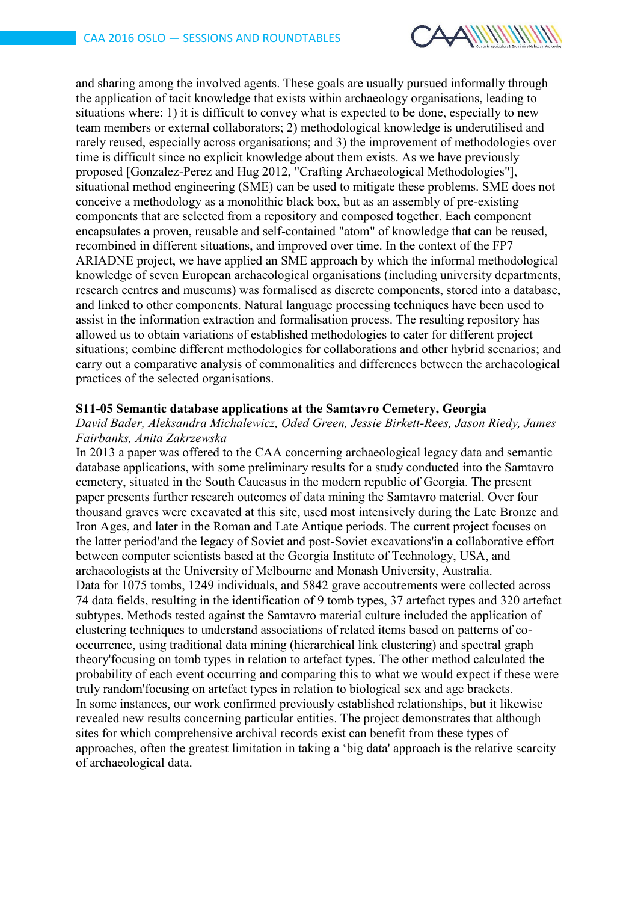and sharing among the involved agents. These goals are usually pursued informally through the application of tacit knowledge that exists within archaeology organisations, leading to situations where: 1) it is difficult to convey what is expected to be done, especially to new team members or external collaborators; 2) methodological knowledge is underutilised and rarely reused, especially across organisations; and 3) the improvement of methodologies over time is difficult since no explicit knowledge about them exists. As we have previously proposed [Gonzalez-Perez and Hug 2012, "Crafting Archaeological Methodologies"], situational method engineering (SME) can be used to mitigate these problems. SME does not conceive a methodology as a monolithic black box, but as an assembly of pre-existing components that are selected from a repository and composed together. Each component encapsulates a proven, reusable and self-contained "atom" of knowledge that can be reused, recombined in different situations, and improved over time. In the context of the FP7 ARIADNE project, we have applied an SME approach by which the informal methodological knowledge of seven European archaeological organisations (including university departments, research centres and museums) was formalised as discrete components, stored into a database, and linked to other components. Natural language processing techniques have been used to assist in the information extraction and formalisation process. The resulting repository has allowed us to obtain variations of established methodologies to cater for different project situations; combine different methodologies for collaborations and other hybrid scenarios; and carry out a comparative analysis of commonalities and differences between the archaeological practices of the selected organisations.

### S11-05 Semantic database applications at the Samtavro Cemetery, Georgia

*David Bader, Aleksandra Michalewicz, Oded Green, Jessie Birkett-Rees, Jason Riedy, James Fairbanks, Anita Zakrzewska*

In 2013 a paper was offered to the CAA concerning archaeological legacy data and semantic database applications, with some preliminary results for a study conducted into the Samtavro cemetery, situated in the South Caucasus in the modern republic of Georgia. The present paper presents further research outcomes of data mining the Samtavro material. Over four thousand graves were excavated at this site, used most intensively during the Late Bronze and Iron Ages, and later in the Roman and Late Antique periods. The current project focuses on the latter period'and the legacy of Soviet and post-Soviet excavations'in a collaborative effort between computer scientists based at the Georgia Institute of Technology, USA, and archaeologists at the University of Melbourne and Monash University, Australia.

Data for 1075 tombs, 1249 individuals, and 5842 grave accoutrements were collected across 74 data fields, resulting in the identification of 9 tomb types, 37 artefact types and 320 artefact subtypes. Methods tested against the Samtavro material culture included the application of clustering techniques to understand associations of related items based on patterns of co-occurrence, using traditional data mining (hierarchical link clustering) and spectral graph theory'focusing on tomb types in relation to artefact types. The other method calculated the probability of each event occurring and comparing this to what we would expect if these were truly random'focusing on artefact types in relation to biological sex and age brackets.

In some instances, our work confirmed previously established relationships, but it likewise revealed new results concerning particular entities. The project demonstrates that although sites for which comprehensive archival records exist can benefit from these types of approaches, often the greatest limitation in taking a 'big data' approach is the relative scarcity of archaeological data.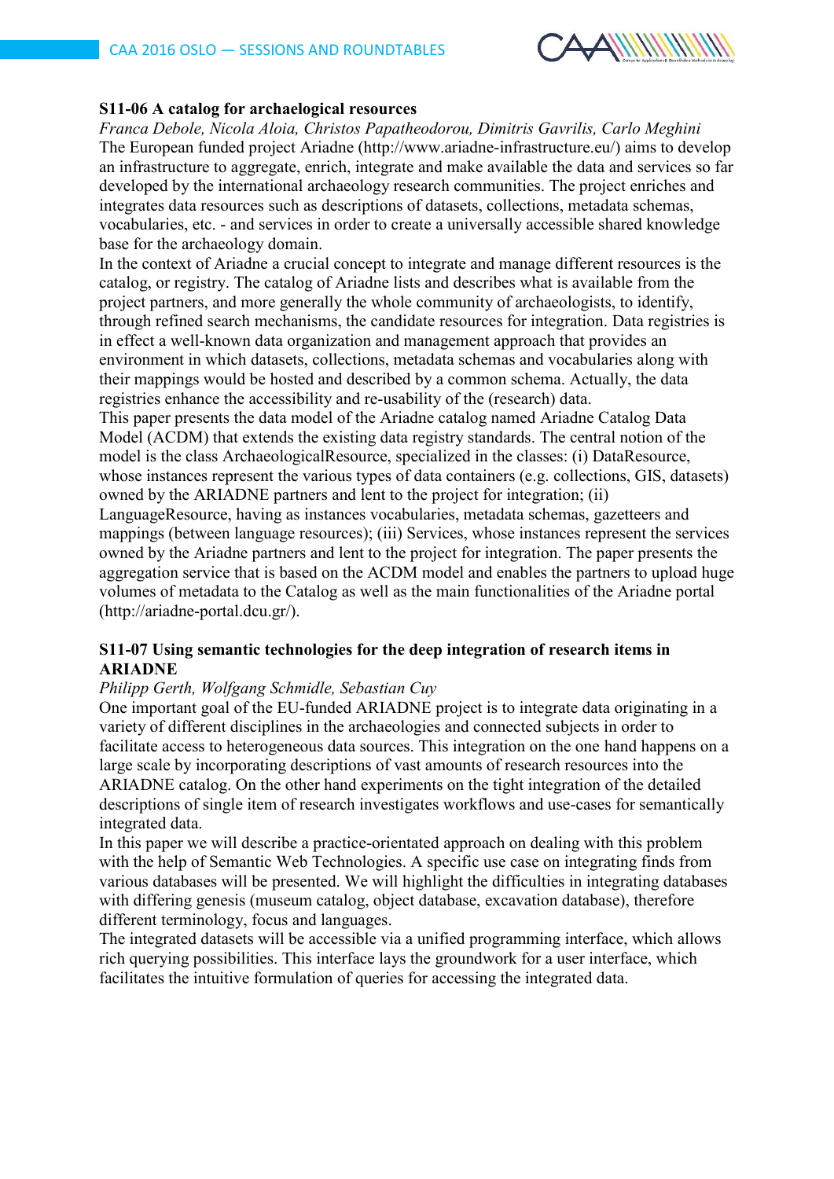### S11-06 A catalog for archaelogical resources

*Franca Debole, Nicola Aloia, Christos Papatheodorou, Dimitris Gavrilis, Carlo Meghini*

The European funded project Ariadne (http://www.ariadne-infrastructure.eu/) aims to develop an infrastructure to aggregate, enrich, integrate and make available the data and services so far developed by the international archaeology research communities. The project enriches and integrates data resources such as descriptions of datasets, collections, metadata schemas, vocabularies, etc. - and services in order to create a universally accessible shared knowledge base for the archaeology domain.

In the context of Ariadne a crucial concept to integrate and manage different resources is the catalog, or registry. The catalog of Ariadne lists and describes what is available from the project partners, and more generally the whole community of archaeologists, to identify, through refined search mechanisms, the candidate resources for integration. Data registries is in effect a well-known data organization and management approach that provides an environment in which datasets, collections, metadata schemas and vocabularies along with their mappings would be hosted and described by a common schema. Actually, the data registries enhance the accessibility and re-usability of the (research) data.

This paper presents the data model of the Ariadne catalog named Ariadne Catalog Data Model (ACDM) that extends the existing data registry standards. The central notion of the model is the class ArchaeologicalResource, specialized in the classes: (i) DataResource, whose instances represent the various types of data containers (e.g. collections, GIS, datasets) owned by the ARIADNE partners and lent to the project for integration; (ii) LanguageResource, having as instances vocabularies, metadata schemas, gazetteers and mappings (between language resources); (iii) Services, whose instances represent the services owned by the Ariadne partners and lent to the project for integration. The paper presents the aggregation service that is based on the ACDM model and enables the partners to upload huge volumes of metadata to the Catalog as well as the main functionalities of the Ariadne portal (http://ariadne-portal.dcu.gr/).

### S11-07 Using semantic technologies for the deep integration of research items in ARIADNE

*Philipp Gerth, Wolfgang Schmidle, Sebastian Cuy*

One important goal of the EU-funded ARIADNE project is to integrate data originating in a variety of different disciplines in the archaeologies and connected subjects in order to facilitate access to heterogeneous data sources. This integration on the one hand happens on a large scale by incorporating descriptions of vast amounts of research resources into the ARIADNE catalog. On the other hand experiments on the tight integration of the detailed descriptions of single item of research investigates workflows and use-cases for semantically integrated data.

In this paper we will describe a practice-orientated approach on dealing with this problem with the help of Semantic Web Technologies. A specific use case on integrating finds from various databases will be presented. We will highlight the difficulties in integrating databases with differing genesis (museum catalog, object database, excavation database), therefore different terminology, focus and languages.

The integrated datasets will be accessible via a unified programming interface, which allows rich querying possibilities. This interface lays the groundwork for a user interface, which facilitates the intuitive formulation of queries for accessing the integrated data.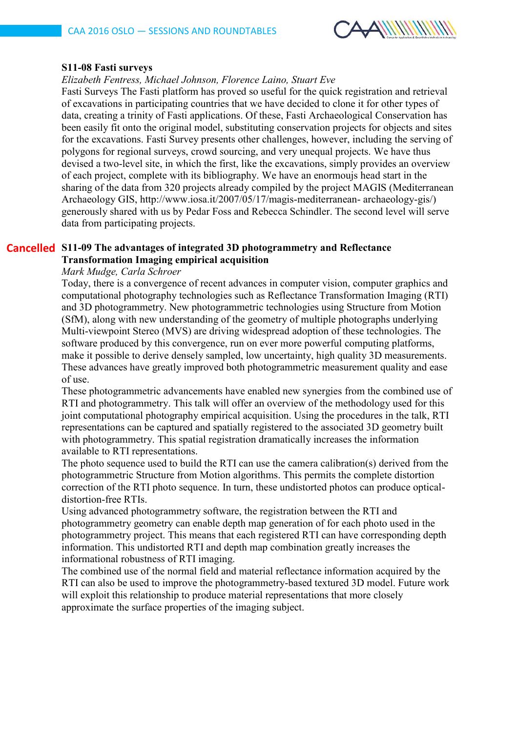### S11-08 Fasti surveys

*Elizabeth Fentress, Michael Johnson, Florence Laino, Stuart Eve*

Fasti Surveys The Fasti platform has proved so useful for the quick registration and retrieval of excavations in participating countries that we have decided to clone it for other types of data, creating a trinity of Fasti applications. Of these, Fasti Archaeological Conservation has been easily fit onto the original model, substituting conservation projects for objects and sites for the excavations. Fasti Survey presents other challenges, however, including the serving of polygons for regional surveys, crowd sourcing, and very unequal projects. We have thus devised a two-level site, in which the first, like the excavations, simply provides an overview of each project, complete with its bibliography. We have an enormoujs head start in the sharing of the data from 320 projects already compiled by the project MAGIS (Mediterranean Archaeology GIS, http://www.iosa.it/2007/05/17/magis-mediterranean- archaeology-gis/) generously shared with us by Pedar Foss and Rebecca Schindler. The second level will serve data from participating projects.

### Cancelled S11-09 The advantages of integrated 3D photogrammetry and Reflectance Transformation Imaging empirical acquisition

*Mark Mudge, Carla Schroer*

Today, there is a convergence of recent advances in computer vision, computer graphics and computational photography technologies such as Reflectance Transformation Imaging (RTI) and 3D photogrammetry. New photogrammetric technologies using Structure from Motion (SfM), along with new understanding of the geometry of multiple photographs underlying Multi-viewpoint Stereo (MVS) are driving widespread adoption of these technologies. The software produced by this convergence, run on ever more powerful computing platforms, make it possible to derive densely sampled, low uncertainty, high quality 3D measurements. These advances have greatly improved both photogrammetric measurement quality and ease of use.

These photogrammetric advancements have enabled new synergies from the combined use of RTI and photogrammetry. This talk will offer an overview of the methodology used for this joint computational photography empirical acquisition. Using the procedures in the talk, RTI representations can be captured and spatially registered to the associated 3D geometry built with photogrammetry. This spatial registration dramatically increases the information available to RTI representations.

The photo sequence used to build the RTI can use the camera calibration(s) derived from the photogrammetric Structure from Motion algorithms. This permits the complete distortion correction of the RTI photo sequence. In turn, these undistorted photos can produce optical-distortion-free RTIs.

Using advanced photogrammetry software, the registration between the RTI and photogrammetry geometry can enable depth map generation of for each photo used in the photogrammetry project. This means that each registered RTI can have corresponding depth information. This undistorted RTI and depth map combination greatly increases the informational robustness of RTI imaging.

The combined use of the normal field and material reflectance information acquired by the RTI can also be used to improve the photogrammetry-based textured 3D model. Future work will exploit this relationship to produce material representations that more closely approximate the surface properties of the imaging subject.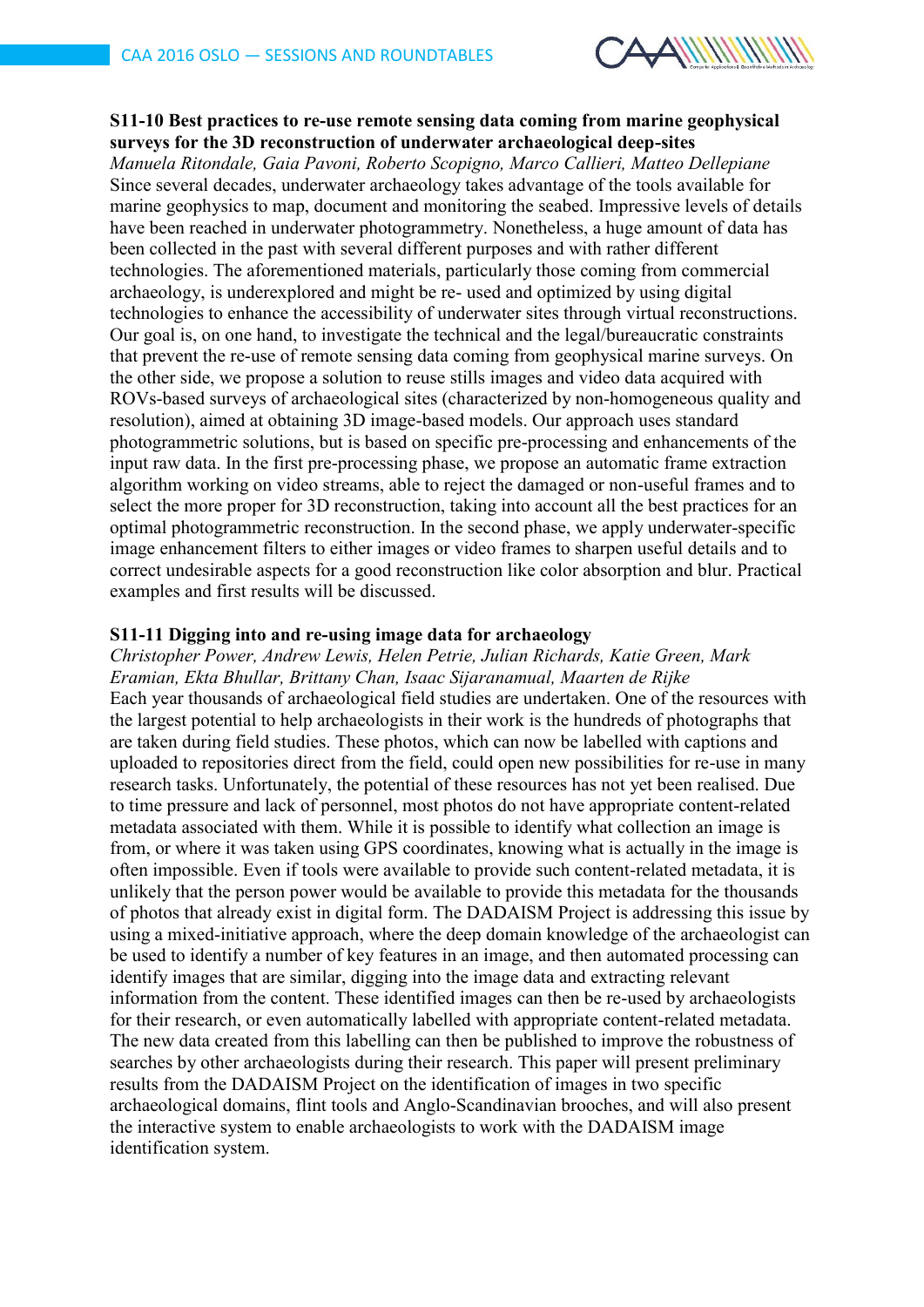### S11-10 Best practices to re-use remote sensing data coming from marine geophysical surveys for the 3D reconstruction of underwater archaeological deep-sites

*Manuela Ritondale, Gaia Pavoni, Roberto Scopigno, Marco Callieri, Matteo Dellepiane*

Since several decades, underwater archaeology takes advantage of the tools available for marine geophysics to map, document and monitoring the seabed. Impressive levels of details have been reached in underwater photogrammetry. Nonetheless, a huge amount of data has been collected in the past with several different purposes and with rather different technologies. The aforementioned materials, particularly those coming from commercial archaeology, is underexplored and might be re- used and optimized by using digital technologies to enhance the accessibility of underwater sites through virtual reconstructions. Our goal is, on one hand, to investigate the technical and the legal/bureaucratic constraints that prevent the re-use of remote sensing data coming from geophysical marine surveys. On the other side, we propose a solution to reuse stills images and video data acquired with ROVs-based surveys of archaeological sites (characterized by non-homogeneous quality and resolution), aimed at obtaining 3D image-based models. Our approach uses standard photogrammetric solutions, but is based on specific pre-processing and enhancements of the input raw data. In the first pre-processing phase, we propose an automatic frame extraction algorithm working on video streams, able to reject the damaged or non-useful frames and to select the more proper for 3D reconstruction, taking into account all the best practices for an optimal photogrammetric reconstruction. In the second phase, we apply underwater-specific image enhancement filters to either images or video frames to sharpen useful details and to correct undesirable aspects for a good reconstruction like color absorption and blur. Practical examples and first results will be discussed.

### S11-11 Digging into and re-using image data for archaeology

*Christopher Power, Andrew Lewis, Helen Petrie, Julian Richards, Katie Green, Mark Eramian, Ekta Bhullar, Brittany Chan, Isaac Sijaranamual, Maarten de Rijke*

Each year thousands of archaeological field studies are undertaken. One of the resources with the largest potential to help archaeologists in their work is the hundreds of photographs that are taken during field studies. These photos, which can now be labelled with captions and uploaded to repositories direct from the field, could open new possibilities for re-use in many research tasks. Unfortunately, the potential of these resources has not yet been realised. Due to time pressure and lack of personnel, most photos do not have appropriate content-related metadata associated with them. While it is possible to identify what collection an image is from, or where it was taken using GPS coordinates, knowing what is actually in the image is often impossible. Even if tools were available to provide such content-related metadata, it is unlikely that the person power would be available to provide this metadata for the thousands of photos that already exist in digital form. The DADAISM Project is addressing this issue by using a mixed-initiative approach, where the deep domain knowledge of the archaeologist can be used to identify a number of key features in an image, and then automated processing can identify images that are similar, digging into the image data and extracting relevant information from the content. These identified images can then be re-used by archaeologists for their research, or even automatically labelled with appropriate content-related metadata. The new data created from this labelling can then be published to improve the robustness of searches by other archaeologists during their research. This paper will present preliminary results from the DADAISM Project on the identification of images in two specific archaeological domains, flint tools and Anglo-Scandinavian brooches, and will also present the interactive system to enable archaeologists to work with the DADAISM image identification system.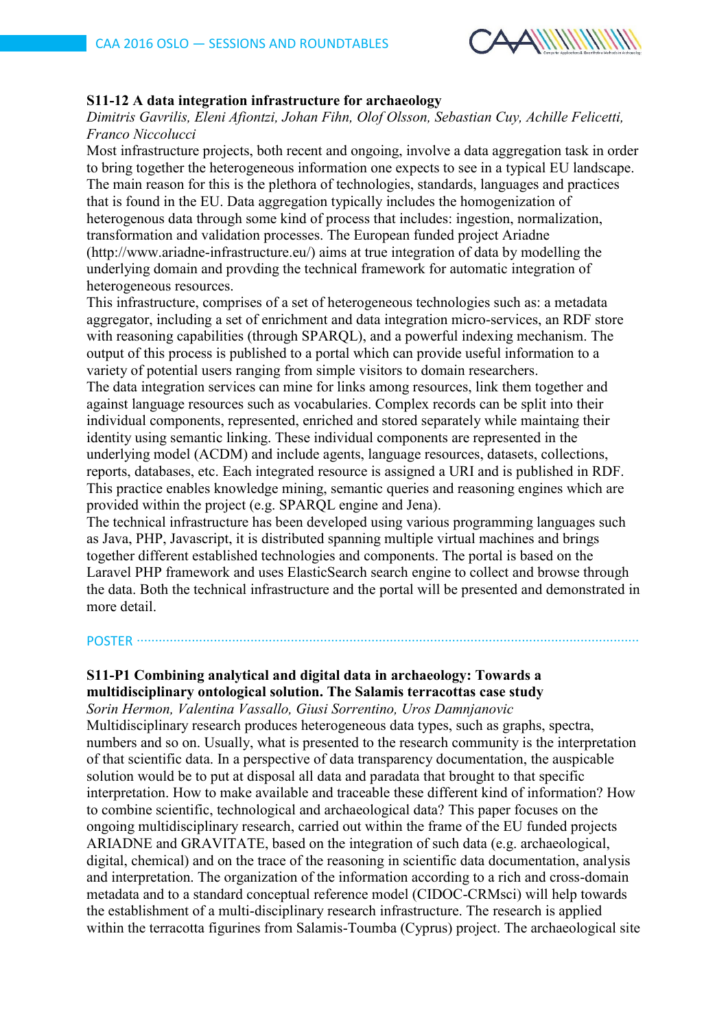### S11-12 A data integration infrastructure for archaeology

*Dimitris Gavrilis, Eleni Afiontzi, Johan Fihn, Olof Olsson, Sebastian Cuy, Achille Felicetti, Franco Niccolucci*

Most infrastructure projects, both recent and ongoing, involve a data aggregation task in order to bring together the heterogeneous information one expects to see in a typical EU landscape. The main reason for this is the plethora of technologies, standards, languages and practices that is found in the EU. Data aggregation typically includes the homogenization of heterogenous data through some kind of process that includes: ingestion, normalization, transformation and validation processes. The European funded project Ariadne (http://www.ariadne-infrastructure.eu/) aims at true integration of data by modelling the underlying domain and provding the technical framework for automatic integration of heterogeneous resources.

This infrastructure, comprises of a set of heterogeneous technologies such as: a metadata aggregator, including a set of enrichment and data integration micro-services, an RDF store with reasoning capabilities (through SPARQL), and a powerful indexing mechanism. The output of this process is published to a portal which can provide useful information to a variety of potential users ranging from simple visitors to domain researchers.

The data integration services can mine for links among resources, link them together and against language resources such as vocabularies. Complex records can be split into their individual components, represented, enriched and stored separately while maintaing their identity using semantic linking. These individual components are represented in the underlying model (ACDM) and include agents, language resources, datasets, collections, reports, databases, etc. Each integrated resource is assigned a URI and is published in RDF. This practice enables knowledge mining, semantic queries and reasoning engines which are provided within the project (e.g. SPARQL engine and Jena).

The technical infrastructure has been developed using various programming languages such as Java, PHP, Javascript, it is distributed spanning multiple virtual machines and brings together different established technologies and components. The portal is based on the Laravel PHP framework and uses ElasticSearch search engine to collect and browse through the data. Both the technical infrastructure and the portal will be presented and demonstrated in more detail.

## POSTER

### S11-P1 Combining analytical and digital data in archaeology: Towards a multidisciplinary ontological solution. The Salamis terracottas case study

*Sorin Hermon, Valentina Vassallo, Giusi Sorrentino, Uros Damnjanovic*

Multidisciplinary research produces heterogeneous data types, such as graphs, spectra, numbers and so on. Usually, what is presented to the research community is the interpretation of that scientific data. In a perspective of data transparency documentation, the auspicable solution would be to put at disposal all data and paradata that brought to that specific interpretation. How to make available and traceable these different kind of information? How to combine scientific, technological and archaeological data? This paper focuses on the ongoing multidisciplinary research, carried out within the frame of the EU funded projects ARIADNE and GRAVITATE, based on the integration of such data (e.g. archaeological, digital, chemical) and on the trace of the reasoning in scientific data documentation, analysis and interpretation. The organization of the information according to a rich and cross-domain metadata and to a standard conceptual reference model (CIDOC-CRMsci) will help towards the establishment of a multi-disciplinary research infrastructure. The research is applied within the terracotta figurines from Salamis-Toumba (Cyprus) project. The archaeological site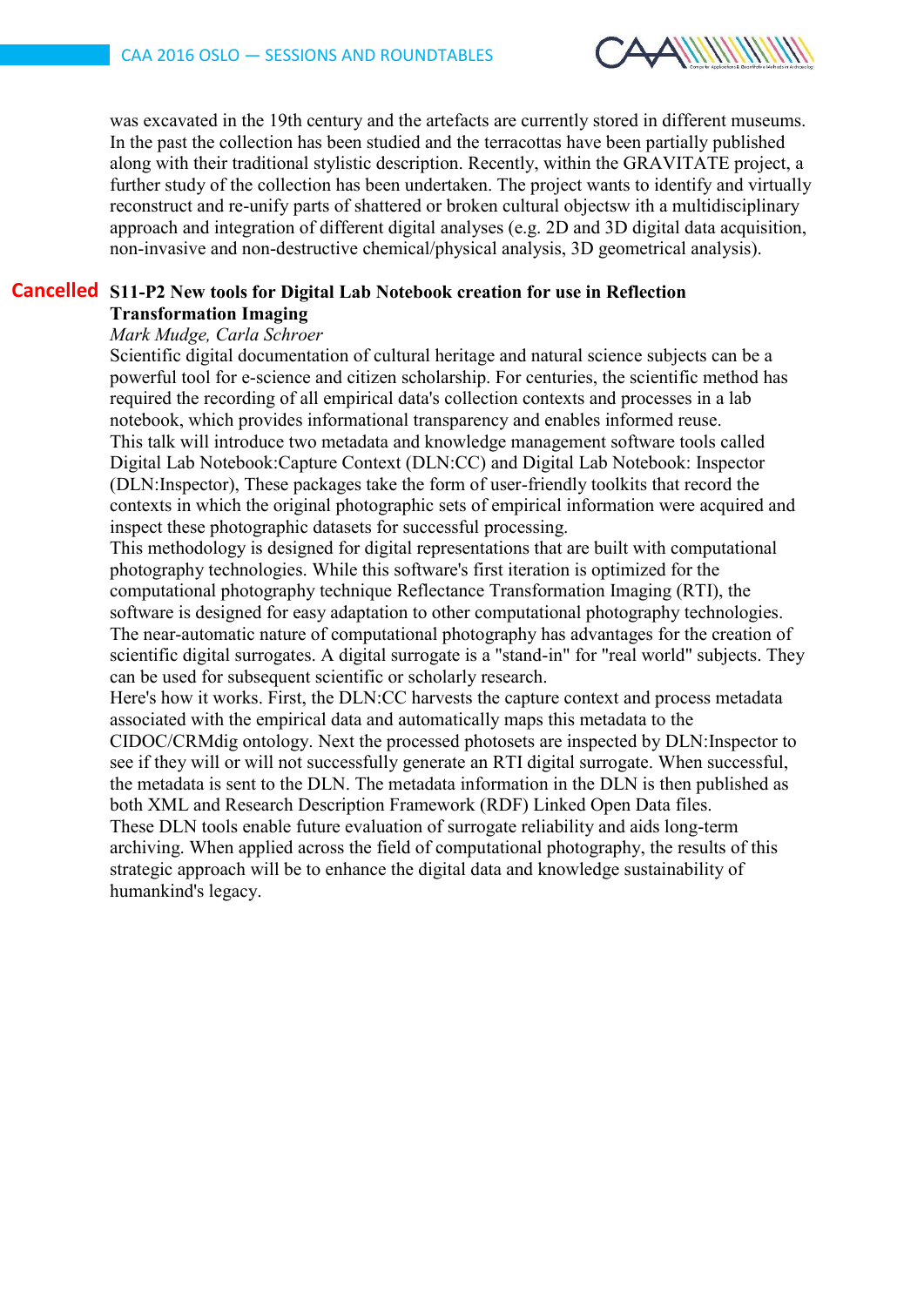was excavated in the 19th century and the artefacts are currently stored in different museums. In the past the collection has been studied and the terracottas have been partially published along with their traditional stylistic description. Recently, within the GRAVITATE project, a further study of the collection has been undertaken. The project wants to identify and virtually reconstruct and re-unify parts of shattered or broken cultural objectsw ith a multidisciplinary approach and integration of different digital analyses (e.g. 2D and 3D digital data acquisition, non-invasive and non-destructive chemical/physical analysis, 3D geometrical analysis).

Cancelled **S11-P2 New tools for Digital Lab Notebook creation for use in Reflection Transformation Imaging**

*Mark Mudge, Carla Schroer*

Scientific digital documentation of cultural heritage and natural science subjects can be a powerful tool for e-science and citizen scholarship. For centuries, the scientific method has required the recording of all empirical data's collection contexts and processes in a lab notebook, which provides informational transparency and enables informed reuse.

This talk will introduce two metadata and knowledge management software tools called Digital Lab Notebook:Capture Context (DLN:CC) and Digital Lab Notebook: Inspector (DLN:Inspector), These packages take the form of user-friendly toolkits that record the contexts in which the original photographic sets of empirical information were acquired and inspect these photographic datasets for successful processing.

This methodology is designed for digital representations that are built with computational photography technologies. While this software's first iteration is optimized for the computational photography technique Reflectance Transformation Imaging (RTI), the software is designed for easy adaptation to other computational photography technologies. The near-automatic nature of computational photography has advantages for the creation of scientific digital surrogates. A digital surrogate is a "stand-in" for "real world" subjects. They can be used for subsequent scientific or scholarly research.

Here's how it works. First, the DLN:CC harvests the capture context and process metadata associated with the empirical data and automatically maps this metadata to the CIDOC/CRMdig ontology. Next the processed photosets are inspected by DLN:Inspector to see if they will or will not successfully generate an RTI digital surrogate. When successful, the metadata is sent to the DLN. The metadata information in the DLN is then published as both XML and Research Description Framework (RDF) Linked Open Data files.

These DLN tools enable future evaluation of surrogate reliability and aids long-term archiving. When applied across the field of computational photography, the results of this strategic approach will be to enhance the digital data and knowledge sustainability of humankind's legacy.